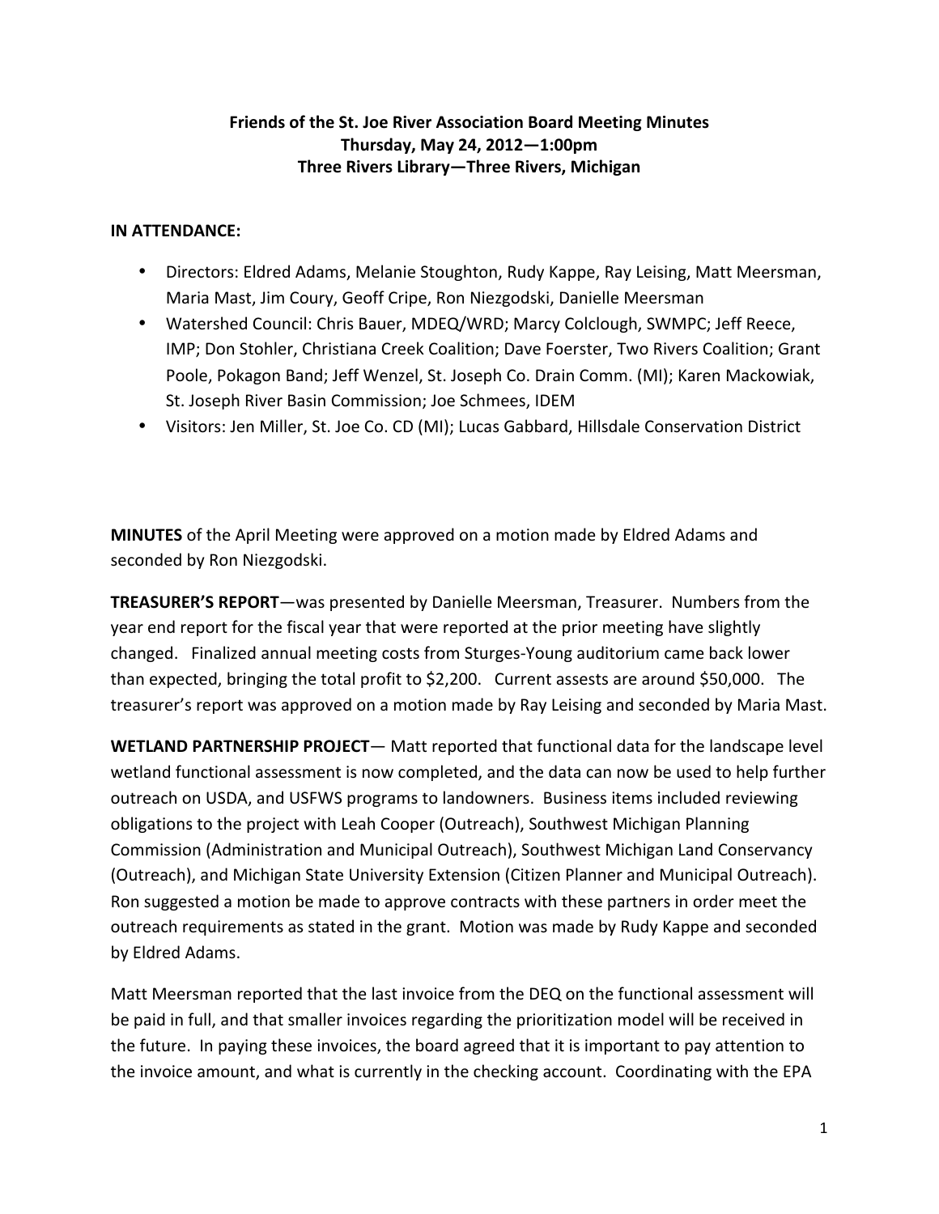**Friends of the St. Joe River Association Board Meeting Minutes**
**Thursday, May 24, 2012—1:00pm**
**Three Rivers Library—Three Rivers, Michigan**

**IN ATTENDANCE:**

- Directors: Eldred Adams, Melanie Stoughton, Rudy Kappe, Ray Leising, Matt Meersman, Maria Mast, Jim Coury, Geoff Cripe, Ron Niezgodski, Danielle Meersman
- Watershed Council: Chris Bauer, MDEQ/WRD; Marcy Colclough, SWMPC; Jeff Reece, IMP; Don Stohler, Christiana Creek Coalition; Dave Foerster, Two Rivers Coalition; Grant Poole, Pokagon Band; Jeff Wenzel, St. Joseph Co. Drain Comm. (MI); Karen Mackowiak, St. Joseph River Basin Commission; Joe Schmees, IDEM
- Visitors: Jen Miller, St. Joe Co. CD (MI); Lucas Gabbard, Hillsdale Conservation District

**MINUTES** of the April Meeting were approved on a motion made by Eldred Adams and seconded by Ron Niezgodski.

**TREASURER'S REPORT**—was presented by Danielle Meersman, Treasurer. Numbers from the year end report for the fiscal year that were reported at the prior meeting have slightly changed. Finalized annual meeting costs from Sturges-Young auditorium came back lower than expected, bringing the total profit to $2,200. Current assests are around $50,000. The treasurer's report was approved on a motion made by Ray Leising and seconded by Maria Mast.

**WETLAND PARTNERSHIP PROJECT**— Matt reported that functional data for the landscape level wetland functional assessment is now completed, and the data can now be used to help further outreach on USDA, and USFWS programs to landowners. Business items included reviewing obligations to the project with Leah Cooper (Outreach), Southwest Michigan Planning Commission (Administration and Municipal Outreach), Southwest Michigan Land Conservancy (Outreach), and Michigan State University Extension (Citizen Planner and Municipal Outreach). Ron suggested a motion be made to approve contracts with these partners in order meet the outreach requirements as stated in the grant. Motion was made by Rudy Kappe and seconded by Eldred Adams.

Matt Meersman reported that the last invoice from the DEQ on the functional assessment will be paid in full, and that smaller invoices regarding the prioritization model will be received in the future. In paying these invoices, the board agreed that it is important to pay attention to the invoice amount, and what is currently in the checking account. Coordinating with the EPA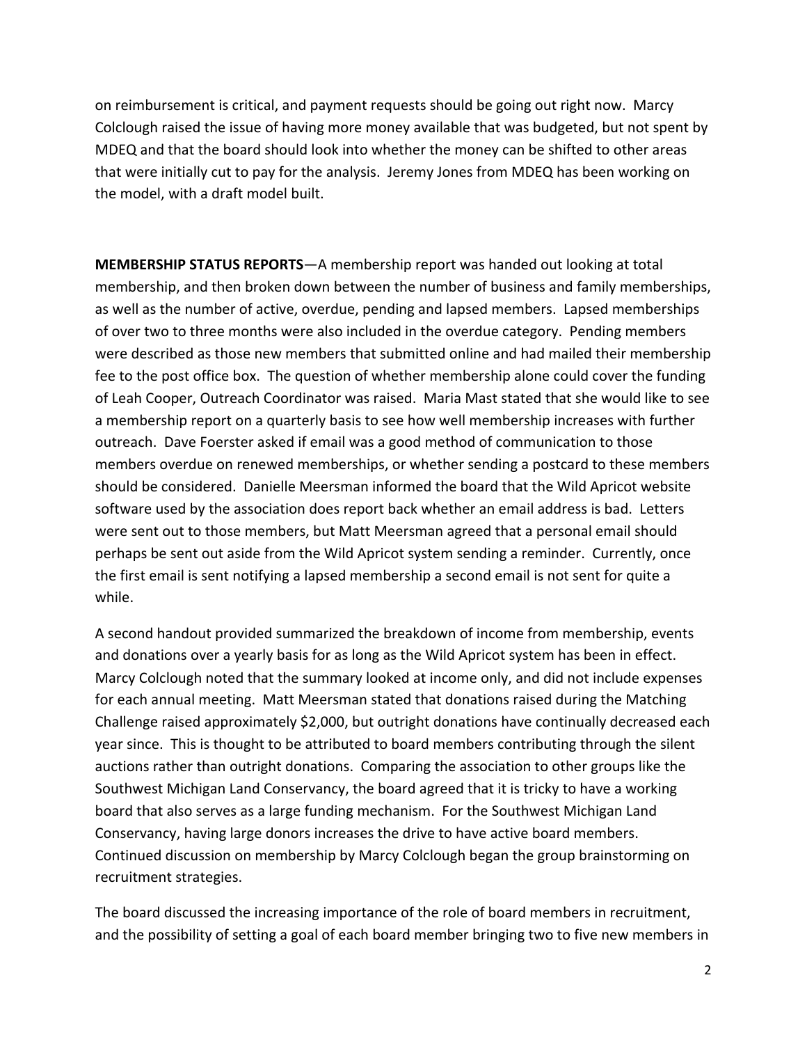on reimbursement is critical, and payment requests should be going out right now. Marcy Colclough raised the issue of having more money available that was budgeted, but not spent by MDEQ and that the board should look into whether the money can be shifted to other areas that were initially cut to pay for the analysis. Jeremy Jones from MDEQ has been working on the model, with a draft model built.

**MEMBERSHIP STATUS REPORTS**—A membership report was handed out looking at total membership, and then broken down between the number of business and family memberships, as well as the number of active, overdue, pending and lapsed members. Lapsed memberships of over two to three months were also included in the overdue category. Pending members were described as those new members that submitted online and had mailed their membership fee to the post office box. The question of whether membership alone could cover the funding of Leah Cooper, Outreach Coordinator was raised. Maria Mast stated that she would like to see a membership report on a quarterly basis to see how well membership increases with further outreach. Dave Foerster asked if email was a good method of communication to those members overdue on renewed memberships, or whether sending a postcard to these members should be considered. Danielle Meersman informed the board that the Wild Apricot website software used by the association does report back whether an email address is bad. Letters were sent out to those members, but Matt Meersman agreed that a personal email should perhaps be sent out aside from the Wild Apricot system sending a reminder. Currently, once the first email is sent notifying a lapsed membership a second email is not sent for quite a while.

A second handout provided summarized the breakdown of income from membership, events and donations over a yearly basis for as long as the Wild Apricot system has been in effect. Marcy Colclough noted that the summary looked at income only, and did not include expenses for each annual meeting. Matt Meersman stated that donations raised during the Matching Challenge raised approximately $2,000, but outright donations have continually decreased each year since. This is thought to be attributed to board members contributing through the silent auctions rather than outright donations. Comparing the association to other groups like the Southwest Michigan Land Conservancy, the board agreed that it is tricky to have a working board that also serves as a large funding mechanism. For the Southwest Michigan Land Conservancy, having large donors increases the drive to have active board members. Continued discussion on membership by Marcy Colclough began the group brainstorming on recruitment strategies.

The board discussed the increasing importance of the role of board members in recruitment, and the possibility of setting a goal of each board member bringing two to five new members in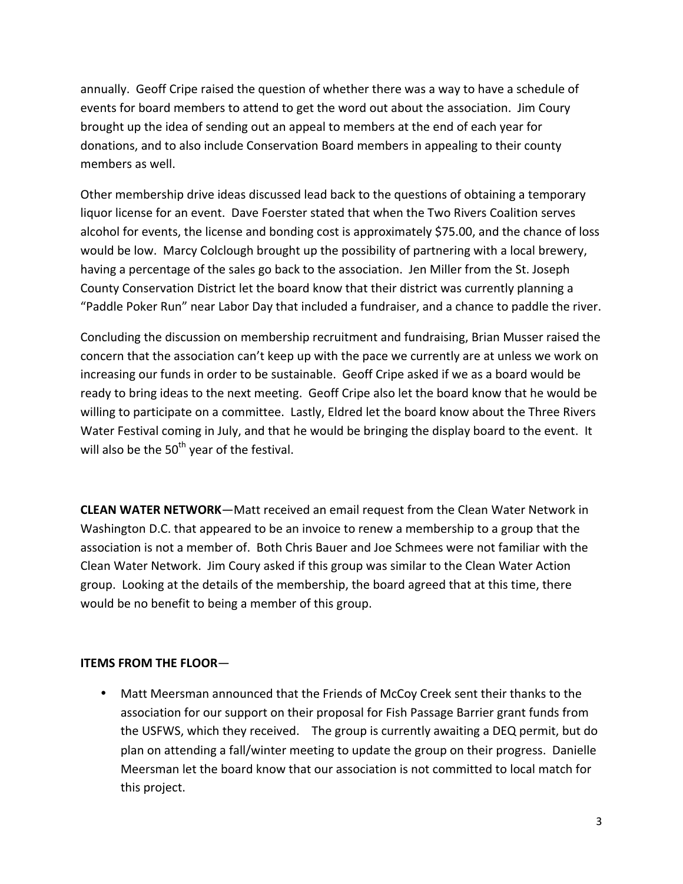annually. Geoff Cripe raised the question of whether there was a way to have a schedule of events for board members to attend to get the word out about the association. Jim Coury brought up the idea of sending out an appeal to members at the end of each year for donations, and to also include Conservation Board members in appealing to their county members as well.

Other membership drive ideas discussed lead back to the questions of obtaining a temporary liquor license for an event. Dave Foerster stated that when the Two Rivers Coalition serves alcohol for events, the license and bonding cost is approximately $75.00, and the chance of loss would be low. Marcy Colclough brought up the possibility of partnering with a local brewery, having a percentage of the sales go back to the association. Jen Miller from the St. Joseph County Conservation District let the board know that their district was currently planning a "Paddle Poker Run" near Labor Day that included a fundraiser, and a chance to paddle the river.

Concluding the discussion on membership recruitment and fundraising, Brian Musser raised the concern that the association can't keep up with the pace we currently are at unless we work on increasing our funds in order to be sustainable. Geoff Cripe asked if we as a board would be ready to bring ideas to the next meeting. Geoff Cripe also let the board know that he would be willing to participate on a committee. Lastly, Eldred let the board know about the Three Rivers Water Festival coming in July, and that he would be bringing the display board to the event. It will also be the 50th year of the festival.

**CLEAN WATER NETWORK**—Matt received an email request from the Clean Water Network in Washington D.C. that appeared to be an invoice to renew a membership to a group that the association is not a member of. Both Chris Bauer and Joe Schmees were not familiar with the Clean Water Network. Jim Coury asked if this group was similar to the Clean Water Action group. Looking at the details of the membership, the board agreed that at this time, there would be no benefit to being a member of this group.

**ITEMS FROM THE FLOOR**—

- Matt Meersman announced that the Friends of McCoy Creek sent their thanks to the association for our support on their proposal for Fish Passage Barrier grant funds from the USFWS, which they received. The group is currently awaiting a DEQ permit, but do plan on attending a fall/winter meeting to update the group on their progress. Danielle Meersman let the board know that our association is not committed to local match for this project.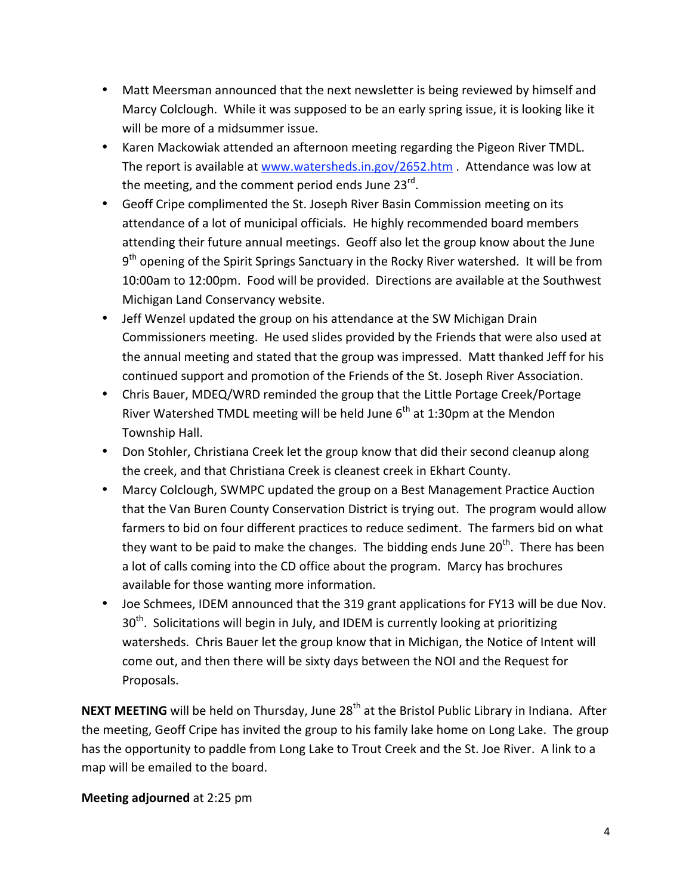- Matt Meersman announced that the next newsletter is being reviewed by himself and Marcy Colclough. While it was supposed to be an early spring issue, it is looking like it will be more of a midsummer issue.
- Karen Mackowiak attended an afternoon meeting regarding the Pigeon River TMDL. The report is available at www.watersheds.in.gov/2652.htm . Attendance was low at the meeting, and the comment period ends June 23rd.
- Geoff Cripe complimented the St. Joseph River Basin Commission meeting on its attendance of a lot of municipal officials. He highly recommended board members attending their future annual meetings. Geoff also let the group know about the June 9th opening of the Spirit Springs Sanctuary in the Rocky River watershed. It will be from 10:00am to 12:00pm. Food will be provided. Directions are available at the Southwest Michigan Land Conservancy website.
- Jeff Wenzel updated the group on his attendance at the SW Michigan Drain Commissioners meeting. He used slides provided by the Friends that were also used at the annual meeting and stated that the group was impressed. Matt thanked Jeff for his continued support and promotion of the Friends of the St. Joseph River Association.
- Chris Bauer, MDEQ/WRD reminded the group that the Little Portage Creek/Portage River Watershed TMDL meeting will be held June 6th at 1:30pm at the Mendon Township Hall.
- Don Stohler, Christiana Creek let the group know that did their second cleanup along the creek, and that Christiana Creek is cleanest creek in Ekhart County.
- Marcy Colclough, SWMPC updated the group on a Best Management Practice Auction that the Van Buren County Conservation District is trying out. The program would allow farmers to bid on four different practices to reduce sediment. The farmers bid on what they want to be paid to make the changes. The bidding ends June 20th. There has been a lot of calls coming into the CD office about the program. Marcy has brochures available for those wanting more information.
- Joe Schmees, IDEM announced that the 319 grant applications for FY13 will be due Nov. 30th. Solicitations will begin in July, and IDEM is currently looking at prioritizing watersheds. Chris Bauer let the group know that in Michigan, the Notice of Intent will come out, and then there will be sixty days between the NOI and the Request for Proposals.

**NEXT MEETING** will be held on Thursday, June 28th at the Bristol Public Library in Indiana. After the meeting, Geoff Cripe has invited the group to his family lake home on Long Lake. The group has the opportunity to paddle from Long Lake to Trout Creek and the St. Joe River. A link to a map will be emailed to the board.

**Meeting adjourned** at 2:25 pm